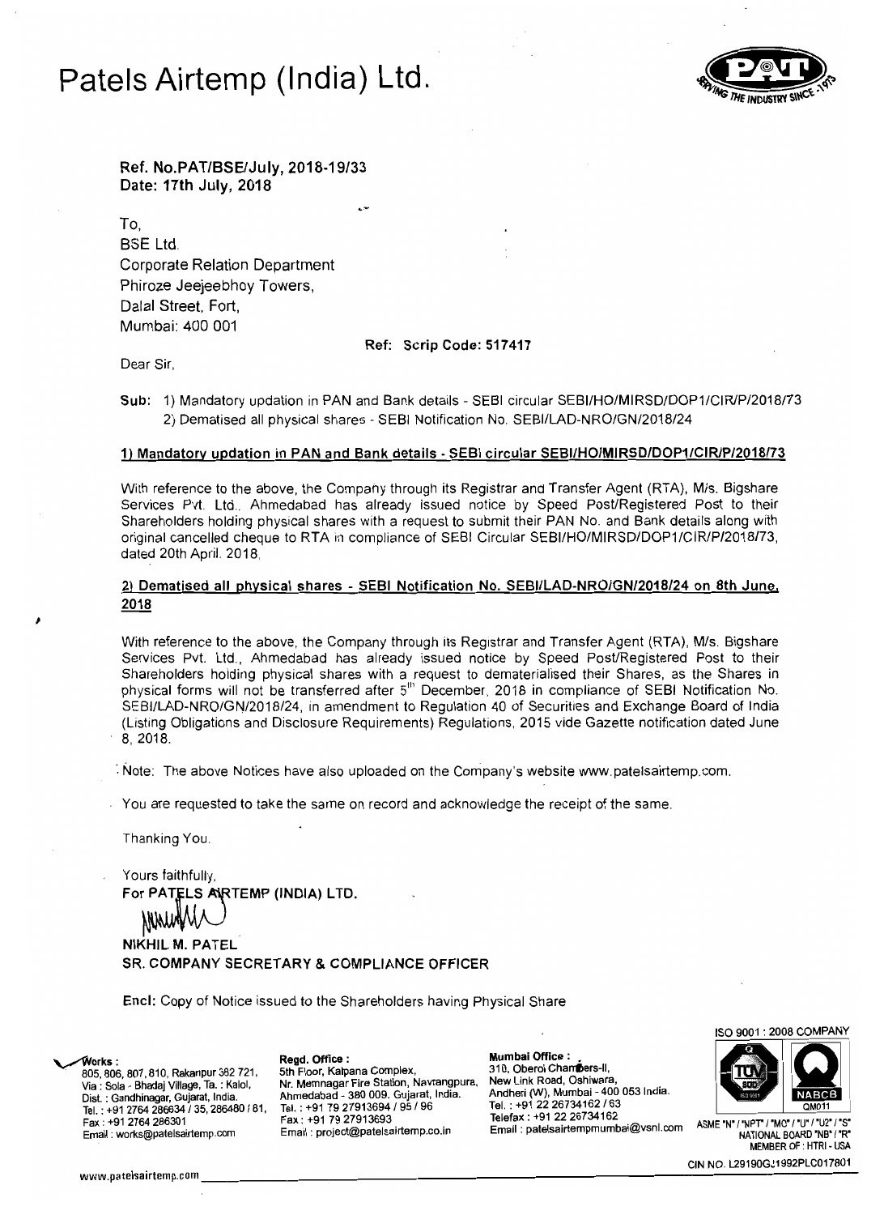# Patels Airtemp (India) Ltd.

**Ref. No.PAT/BSE/July, 2018-19/33**
**Date: 17th July, 2018**

To,
BSE Ltd.
Corporate Relation Department
Phiroze Jeejeebhoy Towers,
Dalal Street, Fort,
Mumbai: 400 001

**Ref: Scrip Code: 517417**

Dear Sir,

**Sub:** 1) Mandatory updation in PAN and Bank details - SEBI circular SEBI/HO/MIRSD/DOP1/CIR/P/2018/73
2) Dematised all physical shares - SEBI Notification No. SEBI/LAD-NRO/GN/2018/24

**1) Mandatory updation in PAN and Bank details - SEBI circular SEBI/HO/MIRSD/DOP1/CIR/P/2018/73**

With reference to the above, the Company through its Registrar and Transfer Agent (RTA), M/s. Bigshare Services Pvt. Ltd., Ahmedabad has already issued notice by Speed Post/Registered Post to their Shareholders holding physical shares with a request to submit their PAN No. and Bank details along with original cancelled cheque to RTA in compliance of SEBI Circular SEBI/HO/MIRSD/DOP1/CIR/P/2018/73, dated 20th April, 2018.

**2) Dematised all physical shares - SEBI Notification No. SEBI/LAD-NRO/GN/2018/24 on 8th June, 2018**

With reference to the above, the Company through its Registrar and Transfer Agent (RTA), M/s. Bigshare Services Pvt. Ltd., Ahmedabad has already issued notice by Speed Post/Registered Post to their Shareholders holding physical shares with a request to dematerialised their Shares, as the Shares in physical forms will not be transferred after 5th December, 2018 in compliance of SEBI Notification No. SEBI/LAD-NRO/GN/2018/24, in amendment to Regulation 40 of Securities and Exchange Board of India (Listing Obligations and Disclosure Requirements) Regulations, 2015 vide Gazette notification dated June 8, 2018.

Note: The above Notices have also uploaded on the Company's website www.patelsairtemp.com.

You are requested to take the same on record and acknowledge the receipt of the same.

Thanking You.

Yours faithfully,
**For PATELS AIRTEMP (INDIA) LTD.**

**NIKHIL M. PATEL**
**SR. COMPANY SECRETARY & COMPLIANCE OFFICER**

Encl: Copy of Notice issued to the Shareholders having Physical Share

**Works :**
805, 806, 807, 810, Rakanpur 382 721,
Via : Sola - Bhadaj Village, Ta. : Kalol,
Dist. : Gandhinagar, Gujarat, India.
Tel. : +91 2764 286634 / 35, 286480 / 81,
Fax : +91 2764 286301
Email : works@patelsairtemp.com

**Regd. Office :**
5th Floor, Kalpana Complex,
Nr. Memnagar Fire Station, Navrangpura,
Ahmedabad - 380 009. Gujarat, India.
Tel. : +91 79 27913694 / 95 / 96
Fax : +91 79 27913693
Email : project@patelsairtemp.co.in

**Mumbai Office :**
310, Oberoi Chambers-II,
New Link Road, Oshiwara,
Andheri (W), Mumbai - 400 053 India.
Tel. : +91 22 26734162 / 63
Telefax : +91 22 26734162
Email : patelsairtempmumbai@vsnl.com

ISO 9001 : 2008 COMPANY
ASME "N" / "NPT" / "MO" / "U" / "U2" / "S"
NATIONAL BOARD "NB" / "R"
MEMBER OF : HTRI - USA
CIN NO. L29190GJ1992PLC017801

www.patelsairtemp.com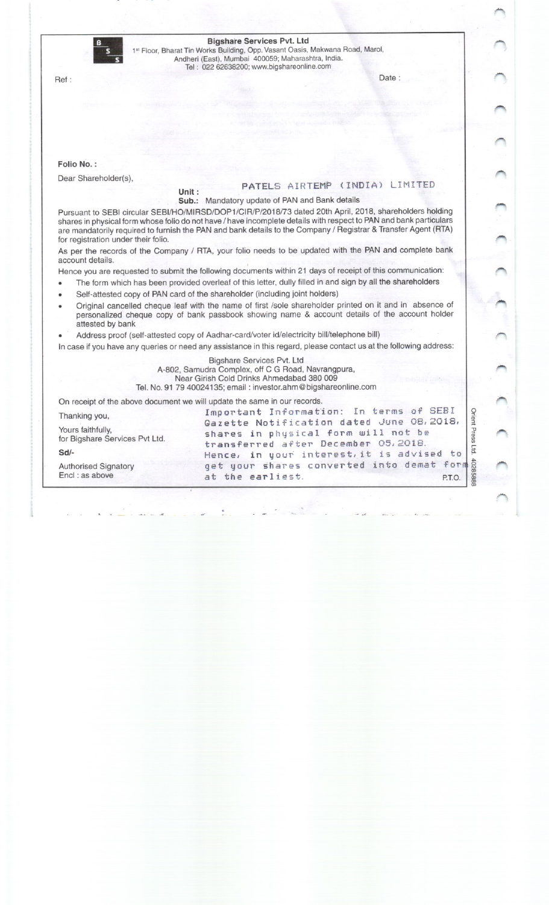**Bigshare Services Pvt. Ltd**
1st Floor, Bharat Tin Works Building, Opp. Vasant Oasis, Makwana Road, Marol,
Andheri (East), Mumbai 400059; Maharashtra, India.
Tel : 022 62638200; www.bigshareonline.com

Ref :

Date :

**Folio No. :**

Dear Shareholder(s),

**Unit :** PATELS AIRTEMP (INDIA) LIMITED

**Sub.:** Mandatory update of PAN and Bank details

Pursuant to SEBI circular SEBI/HO/MIRSD/DOP1/CIR/P/2018/73 dated 20th April, 2018, shareholders holding shares in physical form whose folio do not have / have incomplete details with respect to PAN and bank particulars are mandatorily required to furnish the PAN and bank details to the Company / Registrar & Transfer Agent (RTA) for registration under their folio.

As per the records of the Company / RTA, your folio needs to be updated with the PAN and complete bank account details.

Hence you are requested to submit the following documents within 21 days of receipt of this communication:

- The form which has been provided overleaf of this letter, dully filled in and sign by all the shareholders
- Self-attested copy of PAN card of the shareholder (including joint holders)
- Original cancelled cheque leaf with the name of first /sole shareholder printed on it and in absence of personalized cheque copy of bank passbook showing name & account details of the account holder attested by bank
- Address proof (self-attested copy of Aadhar-card/voter id/electricity bill/telephone bill)

In case if you have any queries or need any assistance in this regard, please contact us at the following address:

Bigshare Services Pvt. Ltd
A-802, Samudra Complex, off C G Road, Navrangpura,
Near Girish Cold Drinks Ahmedabad 380 009
Tel. No. 91 79 40024135; email : investor.ahm@bigshareonline.com

On receipt of the above document we will update the same in our records.

Thanking you,

Yours faithfully,
for Bigshare Services Pvt Ltd.

**Sd/-**

Authorised Signatory
Encl : as above

Important Information: In terms of SEBI Gazette Notification dated June 08, 2018, shares in physical form will not be transferred after December 05, 2018. Hence, in your interest, it is advised to get your shares converted into demat form at the earliest.

P.T.O.

Orient Press Ltd. 40285888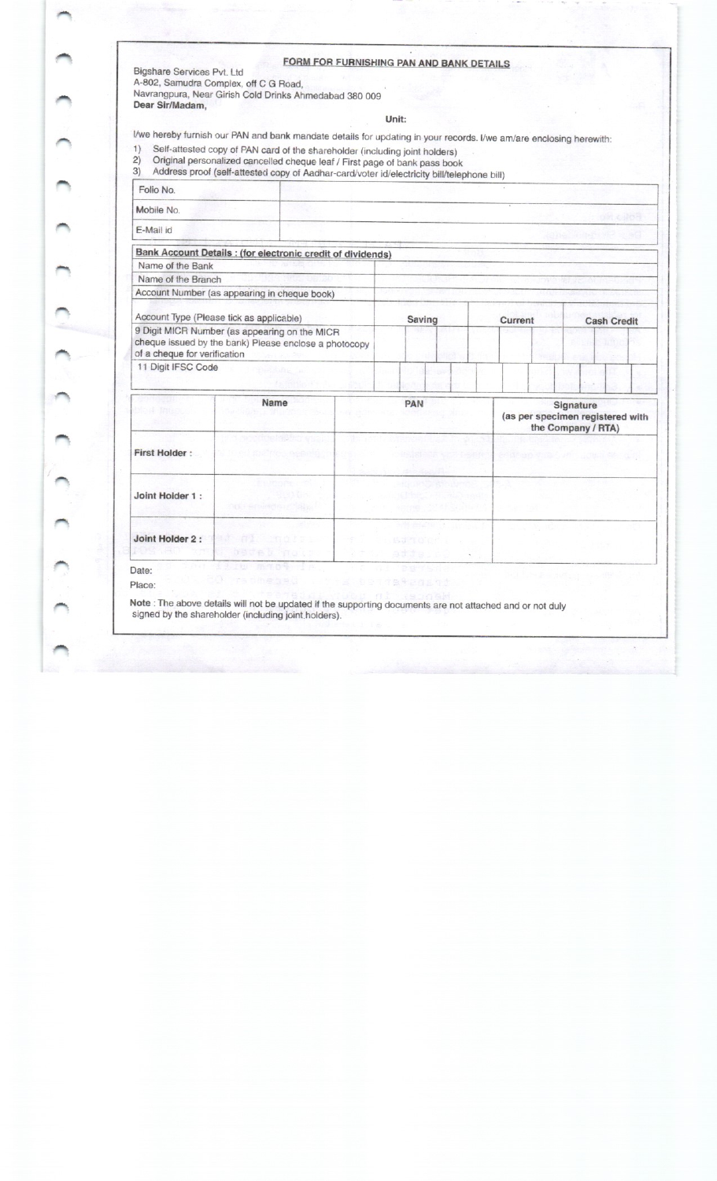## FORM FOR FURNISHING PAN AND BANK DETAILS

Bigshare Services Pvt. Ltd
A-802, Samudra Complex, off C G Road,
Navrangpura, Near Girish Cold Drinks Ahmedabad 380 009
**Dear Sir/Madam,**

**Unit:**

I/we hereby furnish our PAN and bank mandate details for updating in your records. I/we am/are enclosing herewith:

1) Self-attested copy of PAN card of the shareholder (including joint holders)
2) Original personalized cancelled cheque leaf / First page of bank pass book
3) Address proof (self-attested copy of Aadhar-card/voter id/electricity bill/telephone bill)

| | |
|---|---|
| Folio No. | |
| Mobile No. | |
| E-Mail id | |

| **Bank Account Details : (for electronic credit of dividends)** | | | |
|---|---|---|---|
| Name of the Bank | | | |
| Name of the Branch | | | |
| Account Number (as appearing in cheque book) | | | |
| Account Type (Please tick as applicable) | Saving | Current | Cash Credit |
| 9 Digit MICR Number (as appearing on the MICR cheque issued by the bank) Please enclose a photocopy of a cheque for verification | | | |
| 11 Digit IFSC Code | | | |

| | Name | PAN | Signature (as per specimen registered with the Company / RTA) |
|---|---|---|---|
| First Holder : | | | |
| Joint Holder 1 : | | | |
| Joint Holder 2 : | | | |

Date:

Place:

**Note** : The above details will not be updated if the supporting documents are not attached and or not duly signed by the shareholder (including joint holders).